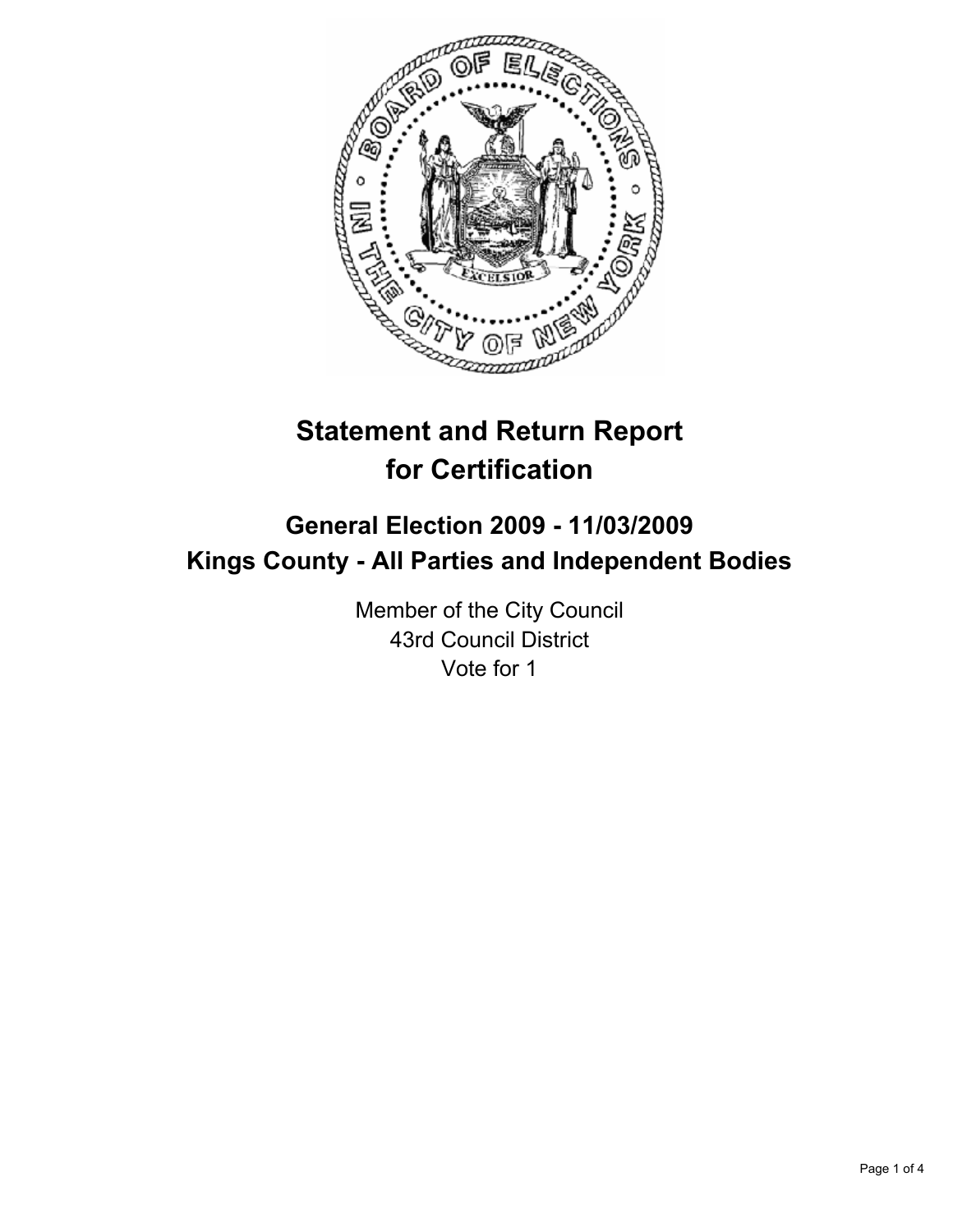# Statement and Return Report for Certification

## General Election 2009 - 11/03/2009
## Kings County - All Parties and Independent Bodies

Member of the City Council
43rd Council District
Vote for 1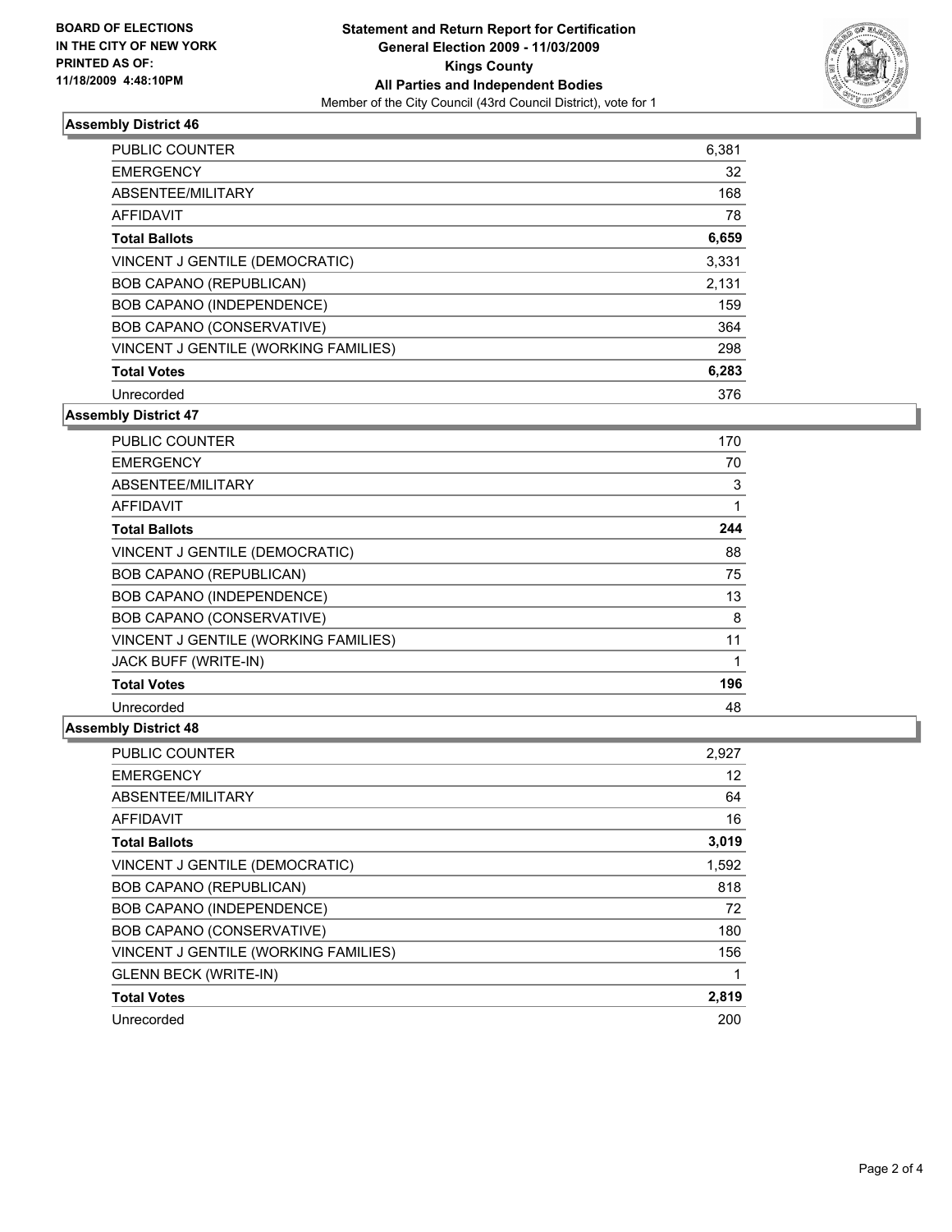**BOARD OF ELECTIONS IN THE CITY OF NEW YORK PRINTED AS OF: 11/18/2009 4:48:10PM**

# Statement and Return Report for Certification General Election 2009 - 11/03/2009 Kings County All Parties and Independent Bodies

Member of the City Council (43rd Council District), vote for 1

## Assembly District 46

| | |
|---|---|
| PUBLIC COUNTER | 6,381 |
| EMERGENCY | 32 |
| ABSENTEE/MILITARY | 168 |
| AFFIDAVIT | 78 |
| **Total Ballots** | **6,659** |
| VINCENT J GENTILE (DEMOCRATIC) | 3,331 |
| BOB CAPANO (REPUBLICAN) | 2,131 |
| BOB CAPANO (INDEPENDENCE) | 159 |
| BOB CAPANO (CONSERVATIVE) | 364 |
| VINCENT J GENTILE (WORKING FAMILIES) | 298 |
| **Total Votes** | **6,283** |
| Unrecorded | 376 |

## Assembly District 47

| | |
|---|---|
| PUBLIC COUNTER | 170 |
| EMERGENCY | 70 |
| ABSENTEE/MILITARY | 3 |
| AFFIDAVIT | 1 |
| **Total Ballots** | **244** |
| VINCENT J GENTILE (DEMOCRATIC) | 88 |
| BOB CAPANO (REPUBLICAN) | 75 |
| BOB CAPANO (INDEPENDENCE) | 13 |
| BOB CAPANO (CONSERVATIVE) | 8 |
| VINCENT J GENTILE (WORKING FAMILIES) | 11 |
| JACK BUFF (WRITE-IN) | 1 |
| **Total Votes** | **196** |
| Unrecorded | 48 |

## Assembly District 48

| | |
|---|---|
| PUBLIC COUNTER | 2,927 |
| EMERGENCY | 12 |
| ABSENTEE/MILITARY | 64 |
| AFFIDAVIT | 16 |
| **Total Ballots** | **3,019** |
| VINCENT J GENTILE (DEMOCRATIC) | 1,592 |
| BOB CAPANO (REPUBLICAN) | 818 |
| BOB CAPANO (INDEPENDENCE) | 72 |
| BOB CAPANO (CONSERVATIVE) | 180 |
| VINCENT J GENTILE (WORKING FAMILIES) | 156 |
| GLENN BECK (WRITE-IN) | 1 |
| **Total Votes** | **2,819** |
| Unrecorded | 200 |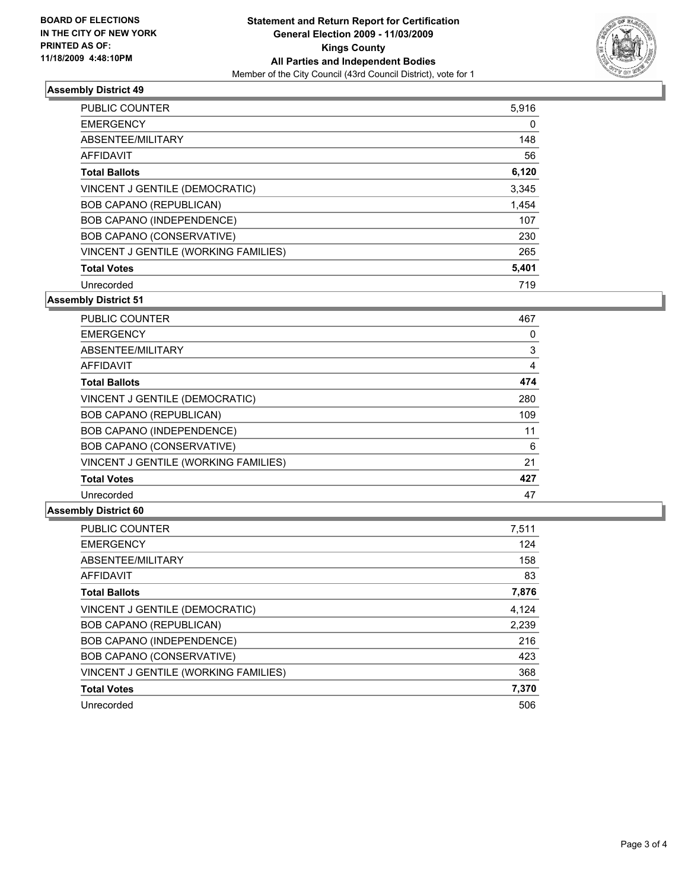BOARD OF ELECTIONS
IN THE CITY OF NEW YORK
PRINTED AS OF:
11/18/2009 4:48:10PM

**Statement and Return Report for Certification**
**General Election 2009 - 11/03/2009**
**Kings County**
**All Parties and Independent Bodies**
Member of the City Council (43rd Council District), vote for 1

### Assembly District 49

| | |
|---|---|
| PUBLIC COUNTER | 5,916 |
| EMERGENCY | 0 |
| ABSENTEE/MILITARY | 148 |
| AFFIDAVIT | 56 |
| **Total Ballots** | **6,120** |
| VINCENT J GENTILE (DEMOCRATIC) | 3,345 |
| BOB CAPANO (REPUBLICAN) | 1,454 |
| BOB CAPANO (INDEPENDENCE) | 107 |
| BOB CAPANO (CONSERVATIVE) | 230 |
| VINCENT J GENTILE (WORKING FAMILIES) | 265 |
| **Total Votes** | **5,401** |
| Unrecorded | 719 |

### Assembly District 51

| | |
|---|---|
| PUBLIC COUNTER | 467 |
| EMERGENCY | 0 |
| ABSENTEE/MILITARY | 3 |
| AFFIDAVIT | 4 |
| **Total Ballots** | **474** |
| VINCENT J GENTILE (DEMOCRATIC) | 280 |
| BOB CAPANO (REPUBLICAN) | 109 |
| BOB CAPANO (INDEPENDENCE) | 11 |
| BOB CAPANO (CONSERVATIVE) | 6 |
| VINCENT J GENTILE (WORKING FAMILIES) | 21 |
| **Total Votes** | **427** |
| Unrecorded | 47 |

### Assembly District 60

| | |
|---|---|
| PUBLIC COUNTER | 7,511 |
| EMERGENCY | 124 |
| ABSENTEE/MILITARY | 158 |
| AFFIDAVIT | 83 |
| **Total Ballots** | **7,876** |
| VINCENT J GENTILE (DEMOCRATIC) | 4,124 |
| BOB CAPANO (REPUBLICAN) | 2,239 |
| BOB CAPANO (INDEPENDENCE) | 216 |
| BOB CAPANO (CONSERVATIVE) | 423 |
| VINCENT J GENTILE (WORKING FAMILIES) | 368 |
| **Total Votes** | **7,370** |
| Unrecorded | 506 |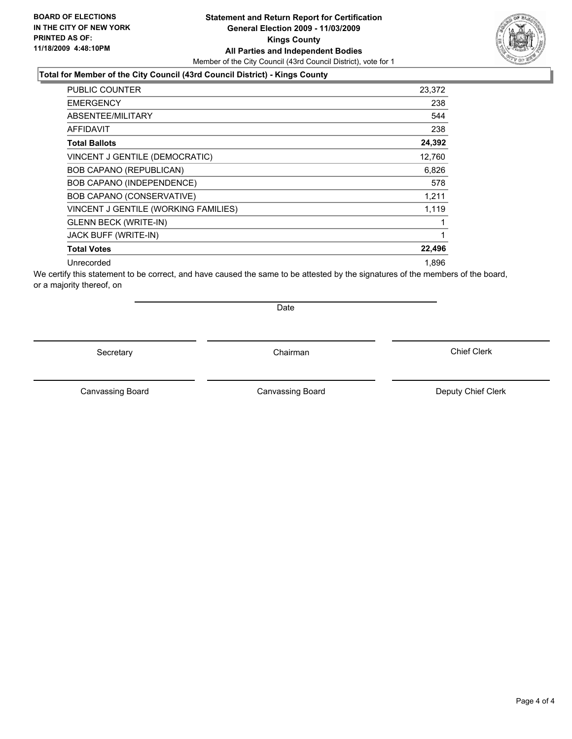**BOARD OF ELECTIONS IN THE CITY OF NEW YORK PRINTED AS OF: 11/18/2009 4:48:10PM**

# Statement and Return Report for Certification General Election 2009 - 11/03/2009 Kings County All Parties and Independent Bodies

Member of the City Council (43rd Council District), vote for 1

## Total for Member of the City Council (43rd Council District) - Kings County

| | |
|---|---|
| PUBLIC COUNTER | 23,372 |
| EMERGENCY | 238 |
| ABSENTEE/MILITARY | 544 |
| AFFIDAVIT | 238 |
| **Total Ballots** | **24,392** |
| VINCENT J GENTILE (DEMOCRATIC) | 12,760 |
| BOB CAPANO (REPUBLICAN) | 6,826 |
| BOB CAPANO (INDEPENDENCE) | 578 |
| BOB CAPANO (CONSERVATIVE) | 1,211 |
| VINCENT J GENTILE (WORKING FAMILIES) | 1,119 |
| GLENN BECK (WRITE-IN) | 1 |
| JACK BUFF (WRITE-IN) | 1 |
| **Total Votes** | **22,496** |
| Unrecorded | 1,896 |

We certify this statement to be correct, and have caused the same to be attested by the signatures of the members of the board, or a majority thereof, on

Date

Secretary

Chairman

Chief Clerk

Canvassing Board

Canvassing Board

Deputy Chief Clerk